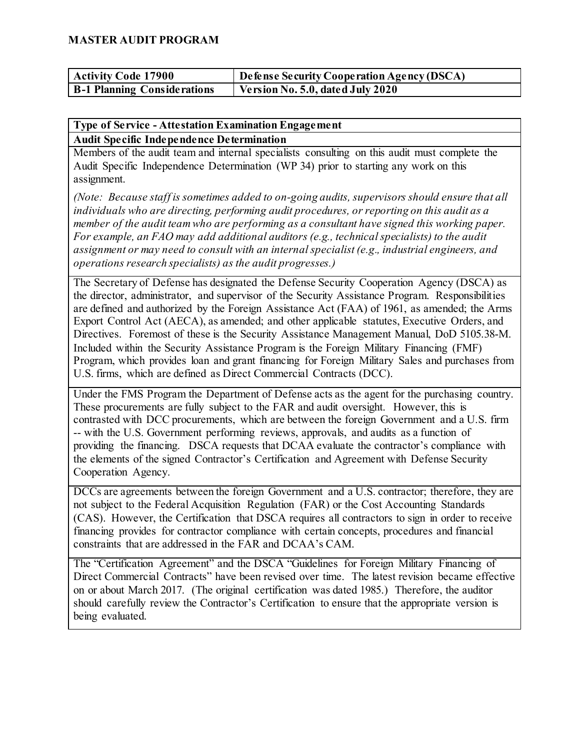# MASTER AUDIT PROGRAM

| Activity Code 17900 | Defense Security Cooperation Agency (DSCA) |
|---|---|
| B-1 Planning Considerations | Version No. 5.0, dated July 2020 |

## Type of Service - Attestation Examination Engagement

### Audit Specific Independence Determination

Members of the audit team and internal specialists consulting on this audit must complete the Audit Specific Independence Determination (WP 34) prior to starting any work on this assignment.

*(Note: Because staff is sometimes added to on-going audits, supervisors should ensure that all individuals who are directing, performing audit procedures, or reporting on this audit as a member of the audit team who are performing as a consultant have signed this working paper. For example, an FAO may add additional auditors (e.g., technical specialists) to the audit assignment or may need to consult with an internal specialist (e.g., industrial engineers, and operations research specialists) as the audit progresses.)*

The Secretary of Defense has designated the Defense Security Cooperation Agency (DSCA) as the director, administrator, and supervisor of the Security Assistance Program. Responsibilities are defined and authorized by the Foreign Assistance Act (FAA) of 1961, as amended; the Arms Export Control Act (AECA), as amended; and other applicable statutes, Executive Orders, and Directives. Foremost of these is the Security Assistance Management Manual, DoD 5105.38-M. Included within the Security Assistance Program is the Foreign Military Financing (FMF) Program, which provides loan and grant financing for Foreign Military Sales and purchases from U.S. firms, which are defined as Direct Commercial Contracts (DCC).

Under the FMS Program the Department of Defense acts as the agent for the purchasing country. These procurements are fully subject to the FAR and audit oversight. However, this is contrasted with DCC procurements, which are between the foreign Government and a U.S. firm -- with the U.S. Government performing reviews, approvals, and audits as a function of providing the financing. DSCA requests that DCAA evaluate the contractor's compliance with the elements of the signed Contractor's Certification and Agreement with Defense Security Cooperation Agency.

DCCs are agreements between the foreign Government and a U.S. contractor; therefore, they are not subject to the Federal Acquisition Regulation (FAR) or the Cost Accounting Standards (CAS). However, the Certification that DSCA requires all contractors to sign in order to receive financing provides for contractor compliance with certain concepts, procedures and financial constraints that are addressed in the FAR and DCAA's CAM.

The "Certification Agreement" and the DSCA "Guidelines for Foreign Military Financing of Direct Commercial Contracts" have been revised over time. The latest revision became effective on or about March 2017. (The original certification was dated 1985.) Therefore, the auditor should carefully review the Contractor's Certification to ensure that the appropriate version is being evaluated.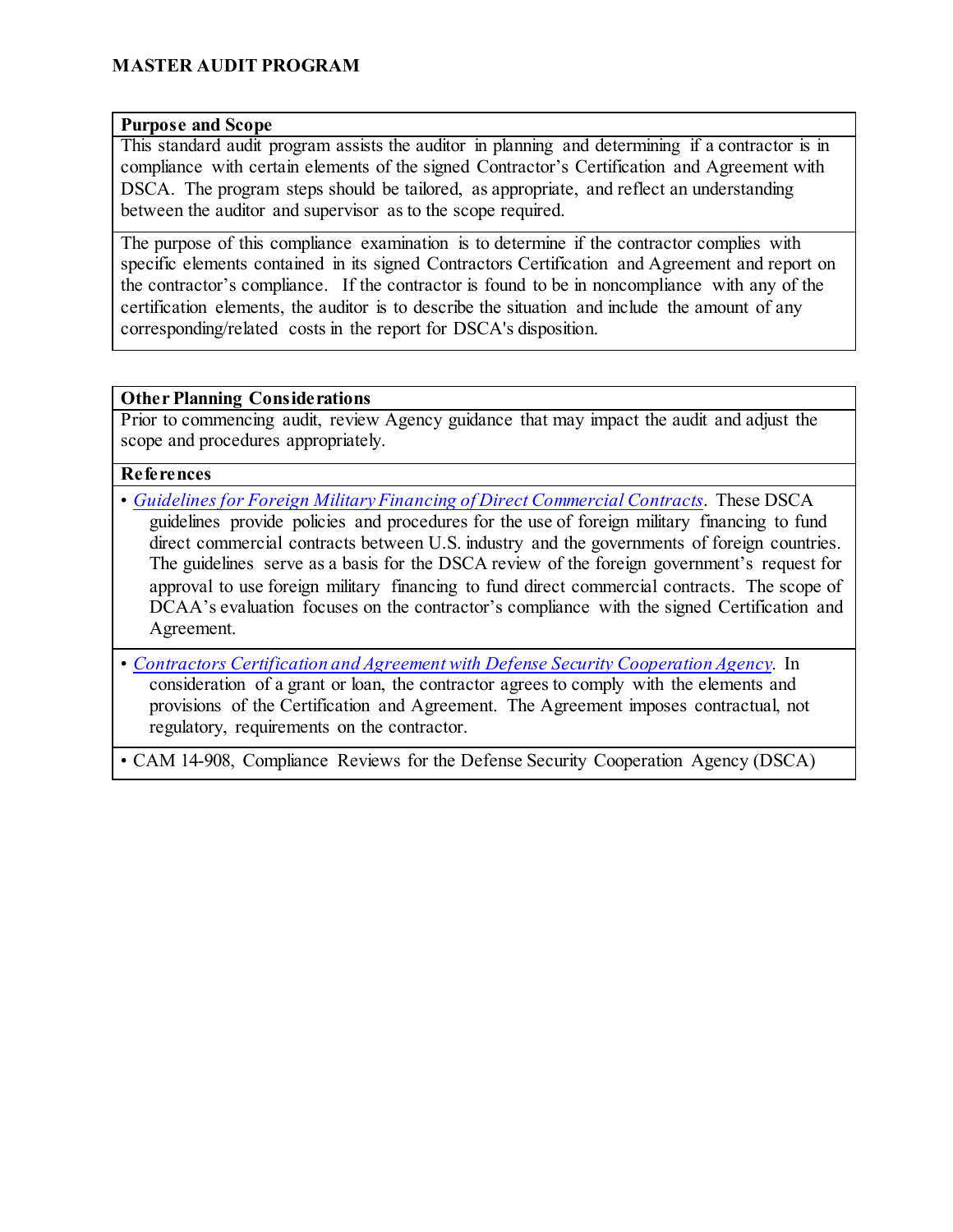## MASTER AUDIT PROGRAM

### Purpose and Scope

This standard audit program assists the auditor in planning and determining if a contractor is in compliance with certain elements of the signed Contractor's Certification and Agreement with DSCA. The program steps should be tailored, as appropriate, and reflect an understanding between the auditor and supervisor as to the scope required.

The purpose of this compliance examination is to determine if the contractor complies with specific elements contained in its signed Contractors Certification and Agreement and report on the contractor's compliance. If the contractor is found to be in noncompliance with any of the certification elements, the auditor is to describe the situation and include the amount of any corresponding/related costs in the report for DSCA's disposition.

### Other Planning Considerations

Prior to commencing audit, review Agency guidance that may impact the audit and adjust the scope and procedures appropriately.

### References

- *Guidelines for Foreign Military Financing of Direct Commercial Contracts*. These DSCA guidelines provide policies and procedures for the use of foreign military financing to fund direct commercial contracts between U.S. industry and the governments of foreign countries. The guidelines serve as a basis for the DSCA review of the foreign government's request for approval to use foreign military financing to fund direct commercial contracts. The scope of DCAA's evaluation focuses on the contractor's compliance with the signed Certification and Agreement.
- *Contractors Certification and Agreement with Defense Security Cooperation Agency*. In consideration of a grant or loan, the contractor agrees to comply with the elements and provisions of the Certification and Agreement. The Agreement imposes contractual, not regulatory, requirements on the contractor.
- CAM 14-908, Compliance Reviews for the Defense Security Cooperation Agency (DSCA)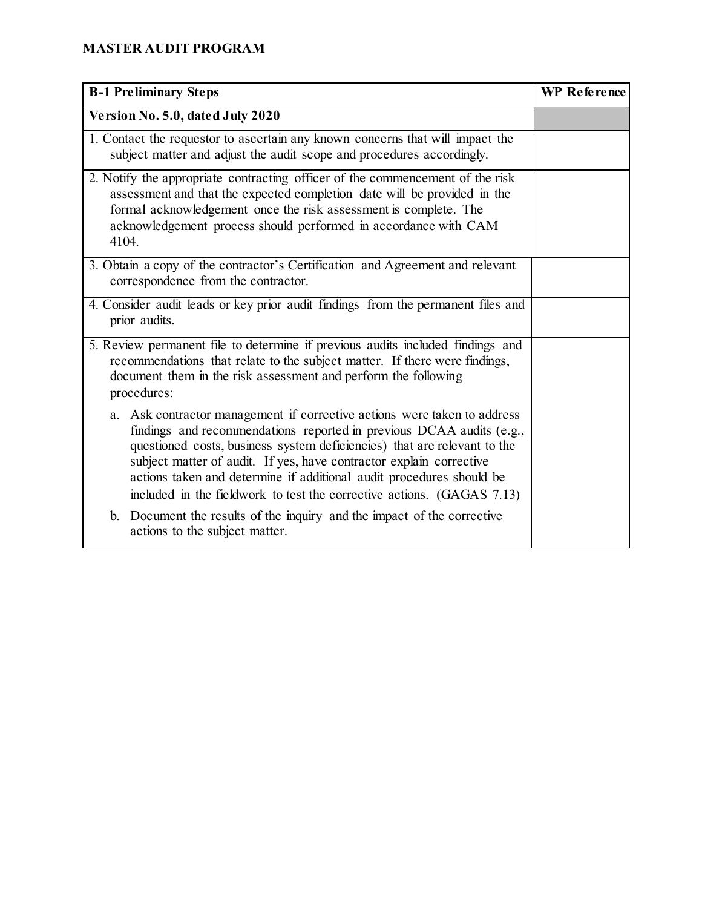**MASTER AUDIT PROGRAM**

| B-1 Preliminary Steps | WP Reference |
|---|---|
| **Version No. 5.0, dated July 2020** | |
| 1. Contact the requestor to ascertain any known concerns that will impact the subject matter and adjust the audit scope and procedures accordingly. | |
| 2. Notify the appropriate contracting officer of the commencement of the risk assessment and that the expected completion date will be provided in the formal acknowledgement once the risk assessment is complete. The acknowledgement process should performed in accordance with CAM 4104. | |
| 3. Obtain a copy of the contractor's Certification and Agreement and relevant correspondence from the contractor. | |
| 4. Consider audit leads or key prior audit findings from the permanent files and prior audits. | |
| 5. Review permanent file to determine if previous audits included findings and recommendations that relate to the subject matter. If there were findings, document them in the risk assessment and perform the following procedures:<br><br>a. Ask contractor management if corrective actions were taken to address findings and recommendations reported in previous DCAA audits (e.g., questioned costs, business system deficiencies) that are relevant to the subject matter of audit. If yes, have contractor explain corrective actions taken and determine if additional audit procedures should be included in the fieldwork to test the corrective actions. (GAGAS 7.13)<br><br>b. Document the results of the inquiry and the impact of the corrective actions to the subject matter. | |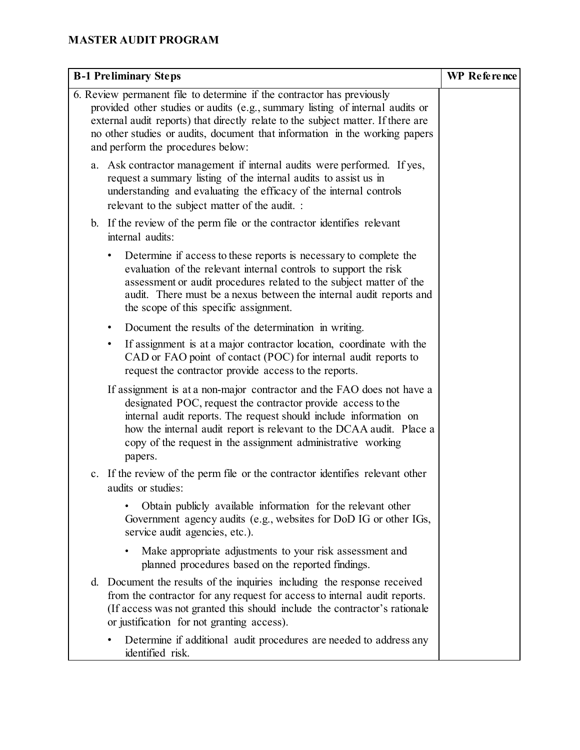## MASTER AUDIT PROGRAM

| B-1 Preliminary Steps | WP Reference |
|---|---|
| 6. Review permanent file to determine if the contractor has previously provided other studies or audits (e.g., summary listing of internal audits or external audit reports) that directly relate to the subject matter. If there are no other studies or audits, document that information in the working papers and perform the procedures below:<br><br>a. Ask contractor management if internal audits were performed. If yes, request a summary listing of the internal audits to assist us in understanding and evaluating the efficacy of the internal controls relevant to the subject matter of the audit. :<br><br>b. If the review of the perm file or the contractor identifies relevant internal audits:<br><br>• Determine if access to these reports is necessary to complete the evaluation of the relevant internal controls to support the risk assessment or audit procedures related to the subject matter of the audit. There must be a nexus between the internal audit reports and the scope of this specific assignment.<br><br>• Document the results of the determination in writing.<br><br>• If assignment is at a major contractor location, coordinate with the CAD or FAO point of contact (POC) for internal audit reports to request the contractor provide access to the reports.<br><br>If assignment is at a non-major contractor and the FAO does not have a designated POC, request the contractor provide access to the internal audit reports. The request should include information on how the internal audit report is relevant to the DCAA audit. Place a copy of the request in the assignment administrative working papers.<br><br>c. If the review of the perm file or the contractor identifies relevant other audits or studies:<br><br>• Obtain publicly available information for the relevant other Government agency audits (e.g., websites for DoD IG or other IGs, service audit agencies, etc.).<br><br>• Make appropriate adjustments to your risk assessment and planned procedures based on the reported findings.<br><br>d. Document the results of the inquiries including the response received from the contractor for any request for access to internal audit reports. (If access was not granted this should include the contractor's rationale or justification for not granting access).<br><br>• Determine if additional audit procedures are needed to address any identified risk. | |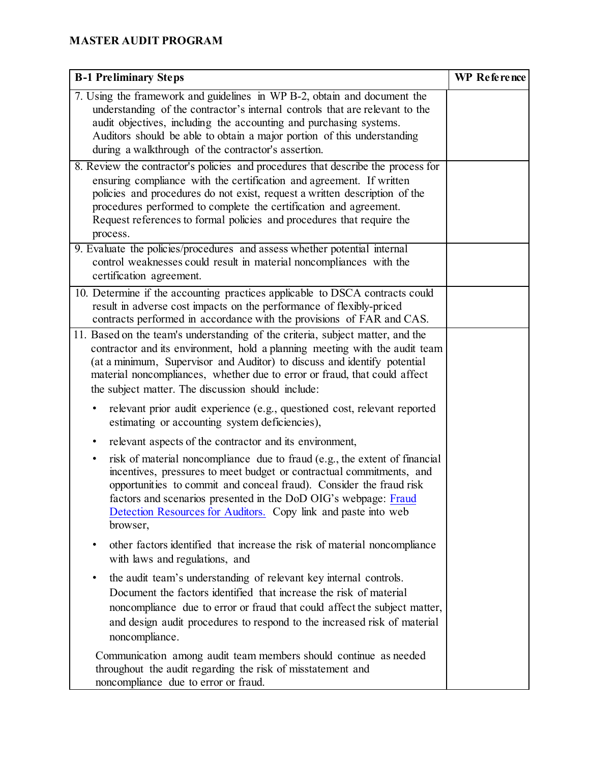# MASTER AUDIT PROGRAM

| B-1 Preliminary Steps | WP Reference |
|---|---|
| 7. Using the framework and guidelines in WP B-2, obtain and document the understanding of the contractor's internal controls that are relevant to the audit objectives, including the accounting and purchasing systems. Auditors should be able to obtain a major portion of this understanding during a walkthrough of the contractor's assertion. | |
| 8. Review the contractor's policies and procedures that describe the process for ensuring compliance with the certification and agreement. If written policies and procedures do not exist, request a written description of the procedures performed to complete the certification and agreement. Request references to formal policies and procedures that require the process. | |
| 9. Evaluate the policies/procedures and assess whether potential internal control weaknesses could result in material noncompliances with the certification agreement. | |
| 10. Determine if the accounting practices applicable to DSCA contracts could result in adverse cost impacts on the performance of flexibly-priced contracts performed in accordance with the provisions of FAR and CAS. | |
| 11. Based on the team's understanding of the criteria, subject matter, and the contractor and its environment, hold a planning meeting with the audit team (at a minimum, Supervisor and Auditor) to discuss and identify potential material noncompliances, whether due to error or fraud, that could affect the subject matter. The discussion should include:<br><br>• relevant prior audit experience (e.g., questioned cost, relevant reported estimating or accounting system deficiencies),<br><br>• relevant aspects of the contractor and its environment,<br><br>• risk of material noncompliance due to fraud (e.g., the extent of financial incentives, pressures to meet budget or contractual commitments, and opportunities to commit and conceal fraud). Consider the fraud risk factors and scenarios presented in the DoD OIG's webpage: Fraud Detection Resources for Auditors. Copy link and paste into web browser,<br><br>• other factors identified that increase the risk of material noncompliance with laws and regulations, and<br><br>• the audit team's understanding of relevant key internal controls. Document the factors identified that increase the risk of material noncompliance due to error or fraud that could affect the subject matter, and design audit procedures to respond to the increased risk of material noncompliance.<br><br>Communication among audit team members should continue as needed throughout the audit regarding the risk of misstatement and noncompliance due to error or fraud. | |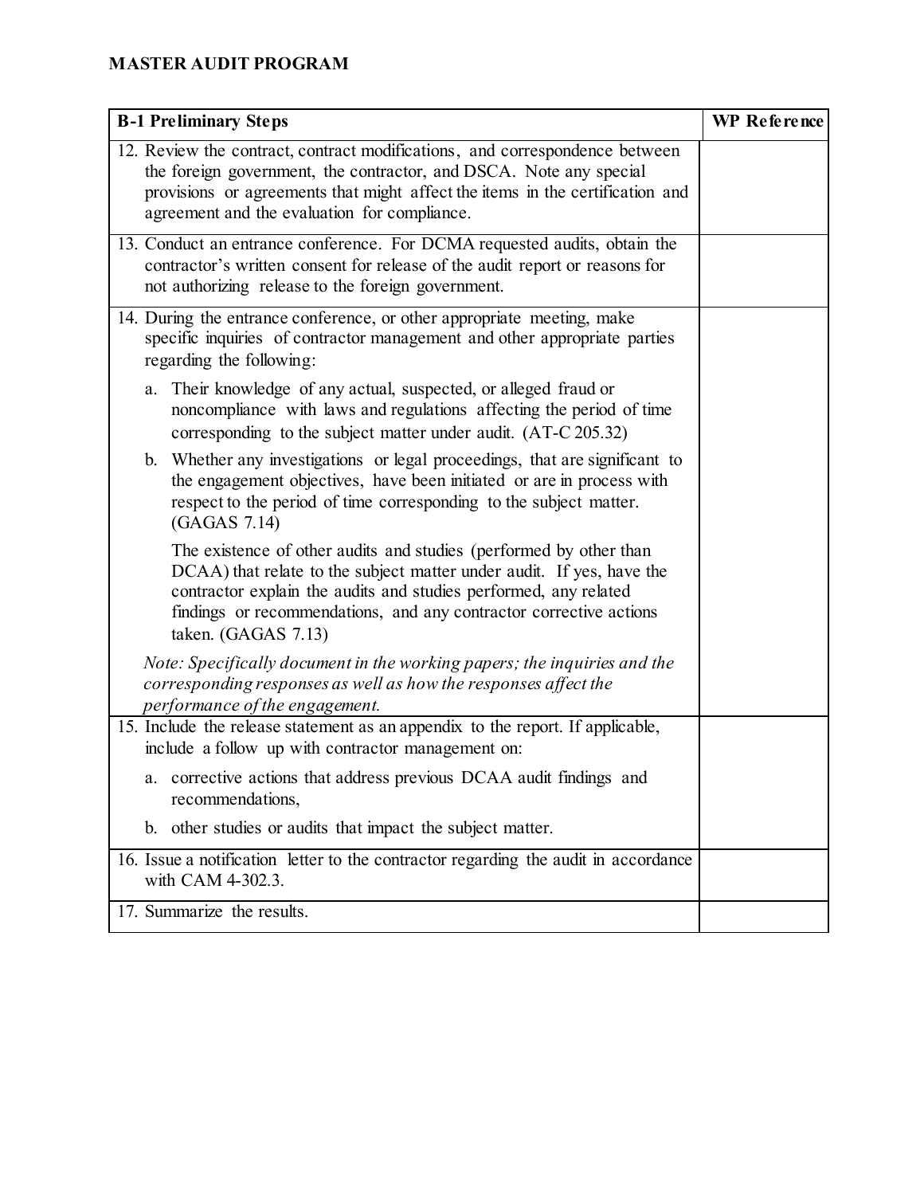## MASTER AUDIT PROGRAM

| B-1 Preliminary Steps | WP Reference |
|---|---|
| 12. Review the contract, contract modifications, and correspondence between the foreign government, the contractor, and DSCA. Note any special provisions or agreements that might affect the items in the certification and agreement and the evaluation for compliance. | |
| 13. Conduct an entrance conference. For DCMA requested audits, obtain the contractor's written consent for release of the audit report or reasons for not authorizing release to the foreign government. | |
| 14. During the entrance conference, or other appropriate meeting, make specific inquiries of contractor management and other appropriate parties regarding the following:<br><br>a. Their knowledge of any actual, suspected, or alleged fraud or noncompliance with laws and regulations affecting the period of time corresponding to the subject matter under audit. (AT-C 205.32)<br><br>b. Whether any investigations or legal proceedings, that are significant to the engagement objectives, have been initiated or are in process with respect to the period of time corresponding to the subject matter. (GAGAS 7.14)<br><br>The existence of other audits and studies (performed by other than DCAA) that relate to the subject matter under audit. If yes, have the contractor explain the audits and studies performed, any related findings or recommendations, and any contractor corrective actions taken. (GAGAS 7.13)<br><br>*Note: Specifically document in the working papers; the inquiries and the corresponding responses as well as how the responses affect the performance of the engagement.* | |
| 15. Include the release statement as an appendix to the report. If applicable, include a follow up with contractor management on:<br><br>a. corrective actions that address previous DCAA audit findings and recommendations,<br><br>b. other studies or audits that impact the subject matter. | |
| 16. Issue a notification letter to the contractor regarding the audit in accordance with CAM 4-302.3. | |
| 17. Summarize the results. | |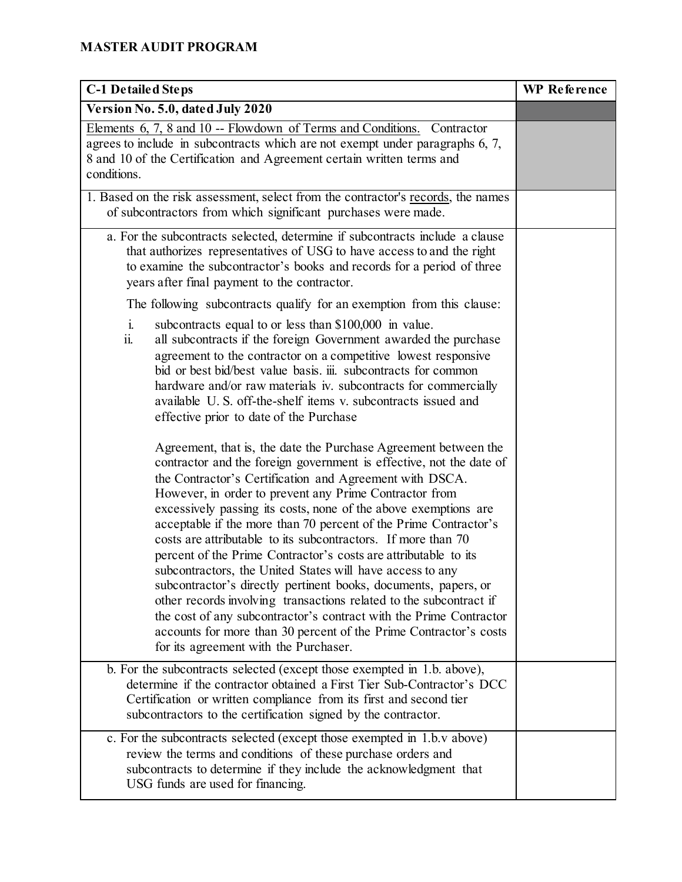**MASTER AUDIT PROGRAM**

| C-1 Detailed Steps | WP Reference |
|---|---|
| **Version No. 5.0, dated July 2020** | |
| Elements 6, 7, 8 and 10 -- Flowdown of Terms and Conditions. Contractor agrees to include in subcontracts which are not exempt under paragraphs 6, 7, 8 and 10 of the Certification and Agreement certain written terms and conditions. | |
| 1. Based on the risk assessment, select from the contractor's records, the names of subcontractors from which significant purchases were made. | |
| a. For the subcontracts selected, determine if subcontracts include a clause that authorizes representatives of USG to have access to and the right to examine the subcontractor's books and records for a period of three years after final payment to the contractor.<br><br>The following subcontracts qualify for an exemption from this clause:<br><br>i. subcontracts equal to or less than $100,000 in value.<br>ii. all subcontracts if the foreign Government awarded the purchase agreement to the contractor on a competitive lowest responsive bid or best bid/best value basis. iii. subcontracts for common hardware and/or raw materials iv. subcontracts for commercially available U. S. off-the-shelf items v. subcontracts issued and effective prior to date of the Purchase<br><br>Agreement, that is, the date the Purchase Agreement between the contractor and the foreign government is effective, not the date of the Contractor's Certification and Agreement with DSCA. However, in order to prevent any Prime Contractor from excessively passing its costs, none of the above exemptions are acceptable if the more than 70 percent of the Prime Contractor's costs are attributable to its subcontractors. If more than 70 percent of the Prime Contractor's costs are attributable to its subcontractors, the United States will have access to any subcontractor's directly pertinent books, documents, papers, or other records involving transactions related to the subcontract if the cost of any subcontractor's contract with the Prime Contractor accounts for more than 30 percent of the Prime Contractor's costs for its agreement with the Purchaser. | |
| b. For the subcontracts selected (except those exempted in 1.b. above), determine if the contractor obtained a First Tier Sub-Contractor's DCC Certification or written compliance from its first and second tier subcontractors to the certification signed by the contractor. | |
| c. For the subcontracts selected (except those exempted in 1.b.v above) review the terms and conditions of these purchase orders and subcontracts to determine if they include the acknowledgment that USG funds are used for financing. | |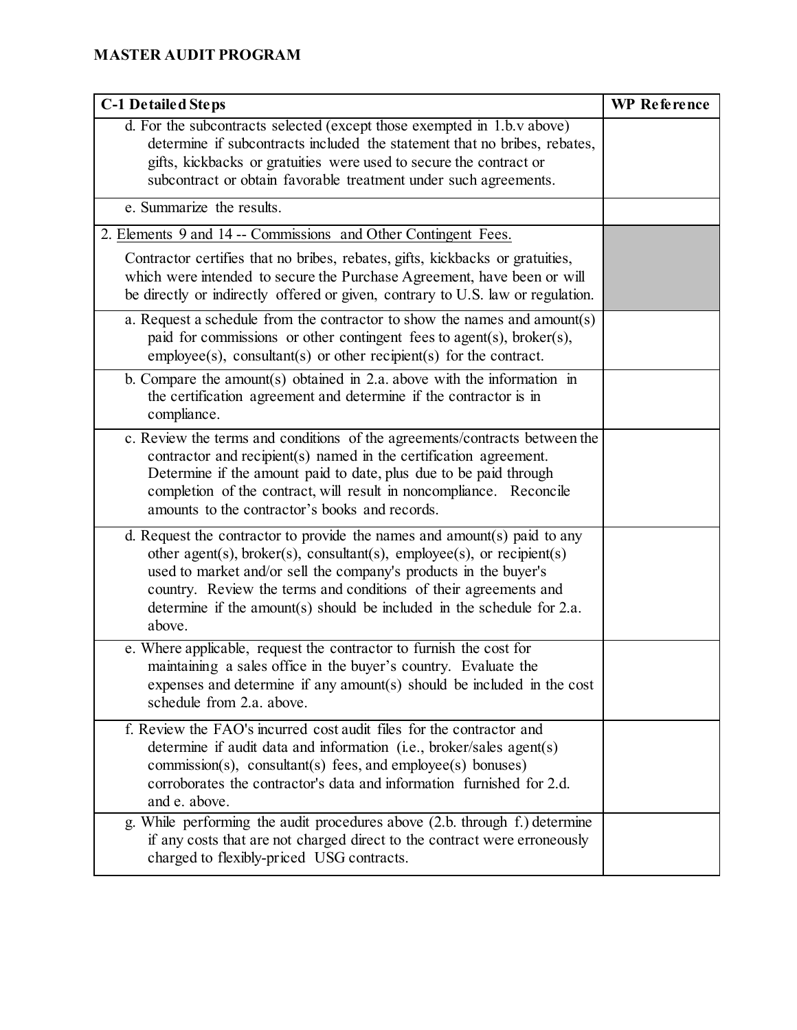**MASTER AUDIT PROGRAM**

| C-1 Detailed Steps | WP Reference |
|---|---|
| d. For the subcontracts selected (except those exempted in 1.b.v above) determine if subcontracts included the statement that no bribes, rebates, gifts, kickbacks or gratuities were used to secure the contract or subcontract or obtain favorable treatment under such agreements. | |
| e. Summarize the results. | |
| 2. <u>Elements 9 and 14 -- Commissions and Other Contingent Fees.</u><br><br>Contractor certifies that no bribes, rebates, gifts, kickbacks or gratuities, which were intended to secure the Purchase Agreement, have been or will be directly or indirectly offered or given, contrary to U.S. law or regulation. | |
| a. Request a schedule from the contractor to show the names and amount(s) paid for commissions or other contingent fees to agent(s), broker(s), employee(s), consultant(s) or other recipient(s) for the contract. | |
| b. Compare the amount(s) obtained in 2.a. above with the information in the certification agreement and determine if the contractor is in compliance. | |
| c. Review the terms and conditions of the agreements/contracts between the contractor and recipient(s) named in the certification agreement. Determine if the amount paid to date, plus due to be paid through completion of the contract, will result in noncompliance. Reconcile amounts to the contractor's books and records. | |
| d. Request the contractor to provide the names and amount(s) paid to any other agent(s), broker(s), consultant(s), employee(s), or recipient(s) used to market and/or sell the company's products in the buyer's country. Review the terms and conditions of their agreements and determine if the amount(s) should be included in the schedule for 2.a. above. | |
| e. Where applicable, request the contractor to furnish the cost for maintaining a sales office in the buyer's country. Evaluate the expenses and determine if any amount(s) should be included in the cost schedule from 2.a. above. | |
| f. Review the FAO's incurred cost audit files for the contractor and determine if audit data and information (i.e., broker/sales agent(s) commission(s), consultant(s) fees, and employee(s) bonuses) corroborates the contractor's data and information furnished for 2.d. and e. above. | |
| g. While performing the audit procedures above (2.b. through f.) determine if any costs that are not charged direct to the contract were erroneously charged to flexibly-priced USG contracts. | |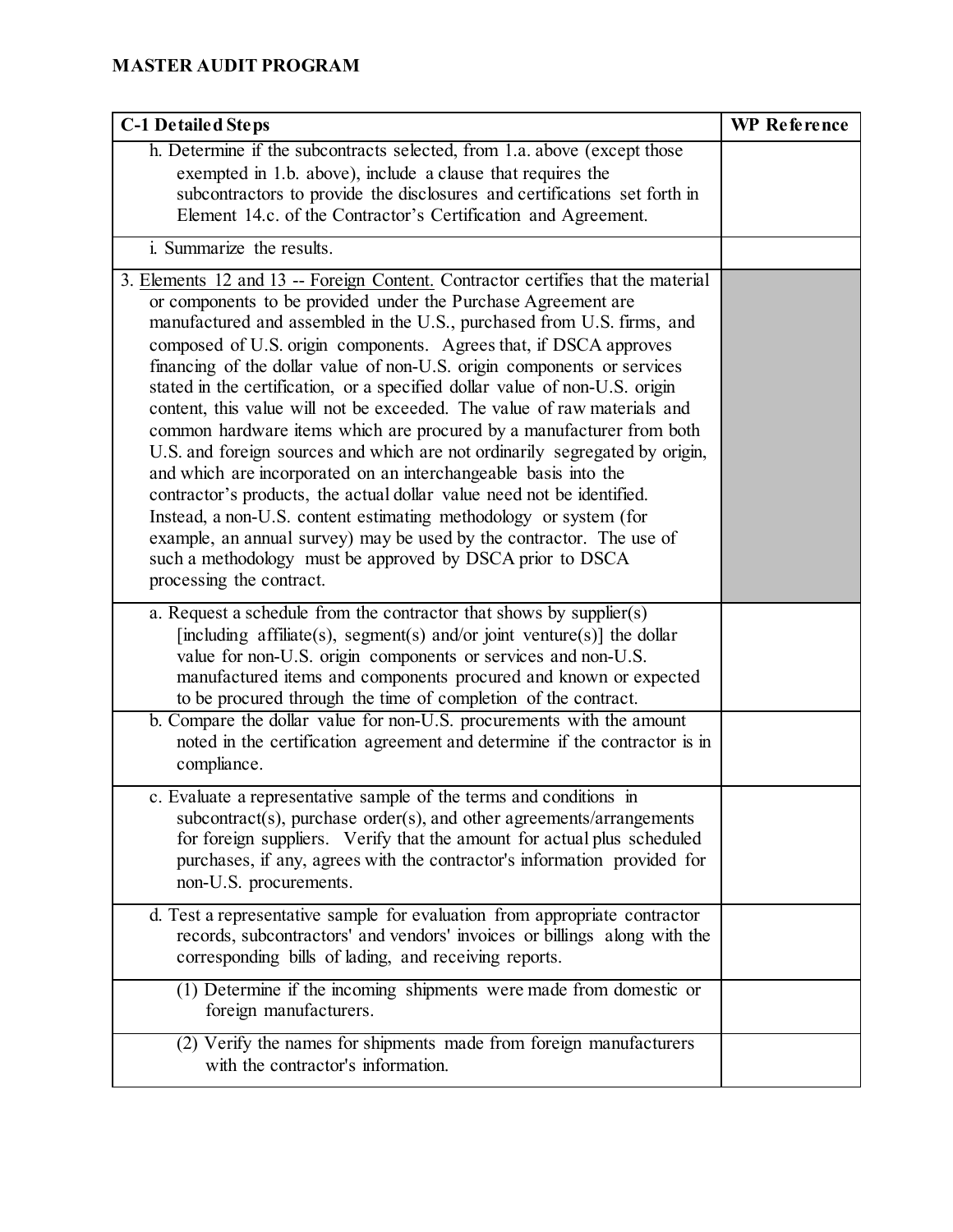**MASTER AUDIT PROGRAM**

| C-1 Detailed Steps | WP Reference |
|---|---|
| h. Determine if the subcontracts selected, from 1.a. above (except those exempted in 1.b. above), include a clause that requires the subcontractors to provide the disclosures and certifications set forth in Element 14.c. of the Contractor's Certification and Agreement. | |
| i. Summarize the results. | |
| 3. <u>Elements 12 and 13 -- Foreign Content.</u> Contractor certifies that the material or components to be provided under the Purchase Agreement are manufactured and assembled in the U.S., purchased from U.S. firms, and composed of U.S. origin components. Agrees that, if DSCA approves financing of the dollar value of non-U.S. origin components or services stated in the certification, or a specified dollar value of non-U.S. origin content, this value will not be exceeded. The value of raw materials and common hardware items which are procured by a manufacturer from both U.S. and foreign sources and which are not ordinarily segregated by origin, and which are incorporated on an interchangeable basis into the contractor's products, the actual dollar value need not be identified. Instead, a non-U.S. content estimating methodology or system (for example, an annual survey) may be used by the contractor. The use of such a methodology must be approved by DSCA prior to DSCA processing the contract. | |
| a. Request a schedule from the contractor that shows by supplier(s) [including affiliate(s), segment(s) and/or joint venture(s)] the dollar value for non-U.S. origin components or services and non-U.S. manufactured items and components procured and known or expected to be procured through the time of completion of the contract. | |
| b. Compare the dollar value for non-U.S. procurements with the amount noted in the certification agreement and determine if the contractor is in compliance. | |
| c. Evaluate a representative sample of the terms and conditions in subcontract(s), purchase order(s), and other agreements/arrangements for foreign suppliers. Verify that the amount for actual plus scheduled purchases, if any, agrees with the contractor's information provided for non-U.S. procurements. | |
| d. Test a representative sample for evaluation from appropriate contractor records, subcontractors' and vendors' invoices or billings along with the corresponding bills of lading, and receiving reports. | |
| (1) Determine if the incoming shipments were made from domestic or foreign manufacturers. | |
| (2) Verify the names for shipments made from foreign manufacturers with the contractor's information. | |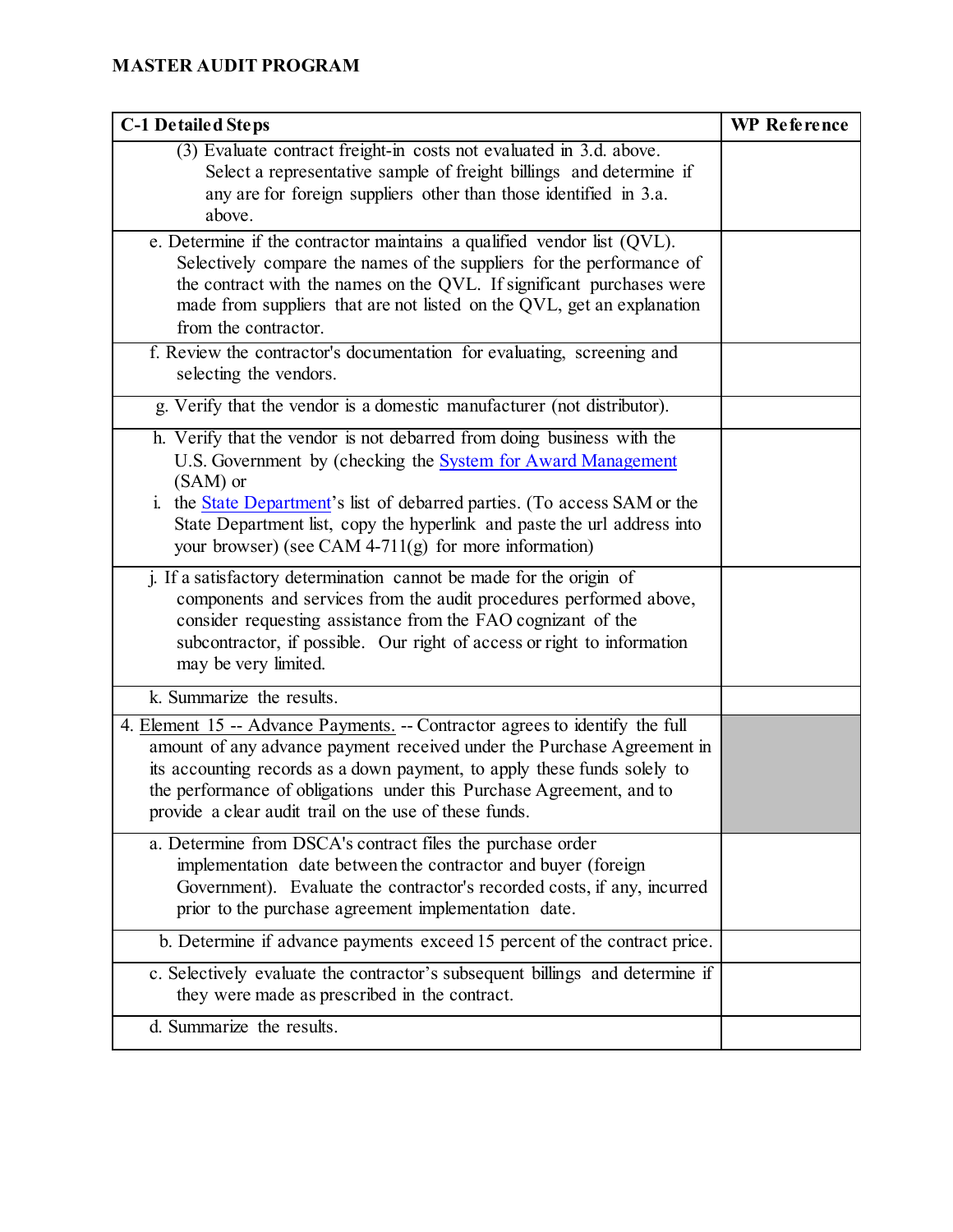**MASTER AUDIT PROGRAM**

| C-1 Detailed Steps | WP Reference |
|---|---|
| (3) Evaluate contract freight-in costs not evaluated in 3.d. above. Select a representative sample of freight billings and determine if any are for foreign suppliers other than those identified in 3.a. above. | |
| e. Determine if the contractor maintains a qualified vendor list (QVL). Selectively compare the names of the suppliers for the performance of the contract with the names on the QVL. If significant purchases were made from suppliers that are not listed on the QVL, get an explanation from the contractor. | |
| f. Review the contractor's documentation for evaluating, screening and selecting the vendors. | |
| g. Verify that the vendor is a domestic manufacturer (not distributor). | |
| h. Verify that the vendor is not debarred from doing business with the U.S. Government by (checking the System for Award Management (SAM) or<br>i. the State Department's list of debarred parties. (To access SAM or the State Department list, copy the hyperlink and paste the url address into your browser) (see CAM 4-711(g) for more information) | |
| j. If a satisfactory determination cannot be made for the origin of components and services from the audit procedures performed above, consider requesting assistance from the FAO cognizant of the subcontractor, if possible. Our right of access or right to information may be very limited. | |
| k. Summarize the results. | |
| 4. Element 15 -- Advance Payments. -- Contractor agrees to identify the full amount of any advance payment received under the Purchase Agreement in its accounting records as a down payment, to apply these funds solely to the performance of obligations under this Purchase Agreement, and to provide a clear audit trail on the use of these funds. | |
| a. Determine from DSCA's contract files the purchase order implementation date between the contractor and buyer (foreign Government). Evaluate the contractor's recorded costs, if any, incurred prior to the purchase agreement implementation date. | |
| b. Determine if advance payments exceed 15 percent of the contract price. | |
| c. Selectively evaluate the contractor's subsequent billings and determine if they were made as prescribed in the contract. | |
| d. Summarize the results. | |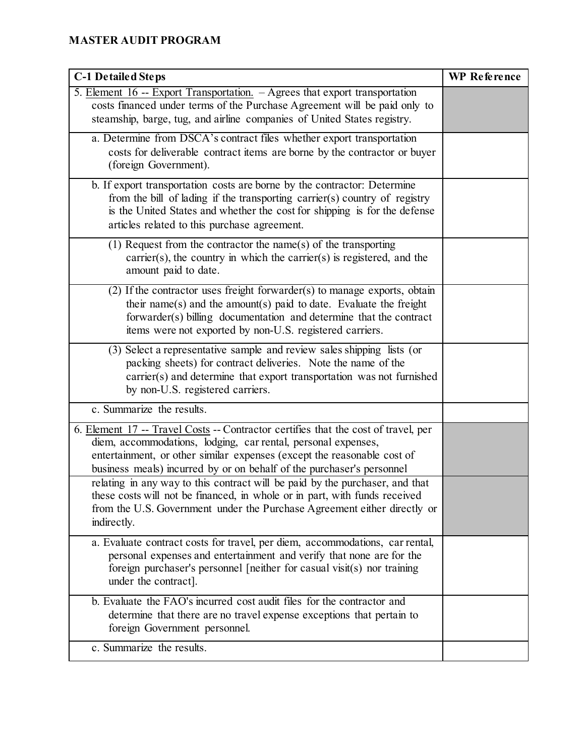**MASTER AUDIT PROGRAM**

| C-1 Detailed Steps | WP Reference |
|---|---|
| 5. <u>Element 16 -- Export Transportation.</u> – Agrees that export transportation costs financed under terms of the Purchase Agreement will be paid only to steamship, barge, tug, and airline companies of United States registry. | |
| a. Determine from DSCA's contract files whether export transportation costs for deliverable contract items are borne by the contractor or buyer (foreign Government). | |
| b. If export transportation costs are borne by the contractor: Determine from the bill of lading if the transporting carrier(s) country of registry is the United States and whether the cost for shipping is for the defense articles related to this purchase agreement. | |
| (1) Request from the contractor the name(s) of the transporting carrier(s), the country in which the carrier(s) is registered, and the amount paid to date. | |
| (2) If the contractor uses freight forwarder(s) to manage exports, obtain their name(s) and the amount(s) paid to date. Evaluate the freight forwarder(s) billing documentation and determine that the contract items were not exported by non-U.S. registered carriers. | |
| (3) Select a representative sample and review sales shipping lists (or packing sheets) for contract deliveries. Note the name of the carrier(s) and determine that export transportation was not furnished by non-U.S. registered carriers. | |
| c. Summarize the results. | |
| 6. <u>Element 17 -- Travel Costs</u> -- Contractor certifies that the cost of travel, per diem, accommodations, lodging, car rental, personal expenses, entertainment, or other similar expenses (except the reasonable cost of business meals) incurred by or on behalf of the purchaser's personnel relating in any way to this contract will be paid by the purchaser, and that these costs will not be financed, in whole or in part, with funds received from the U.S. Government under the Purchase Agreement either directly or indirectly. | |
| a. Evaluate contract costs for travel, per diem, accommodations, car rental, personal expenses and entertainment and verify that none are for the foreign purchaser's personnel [neither for casual visit(s) nor training under the contract]. | |
| b. Evaluate the FAO's incurred cost audit files for the contractor and determine that there are no travel expense exceptions that pertain to foreign Government personnel. | |
| c. Summarize the results. | |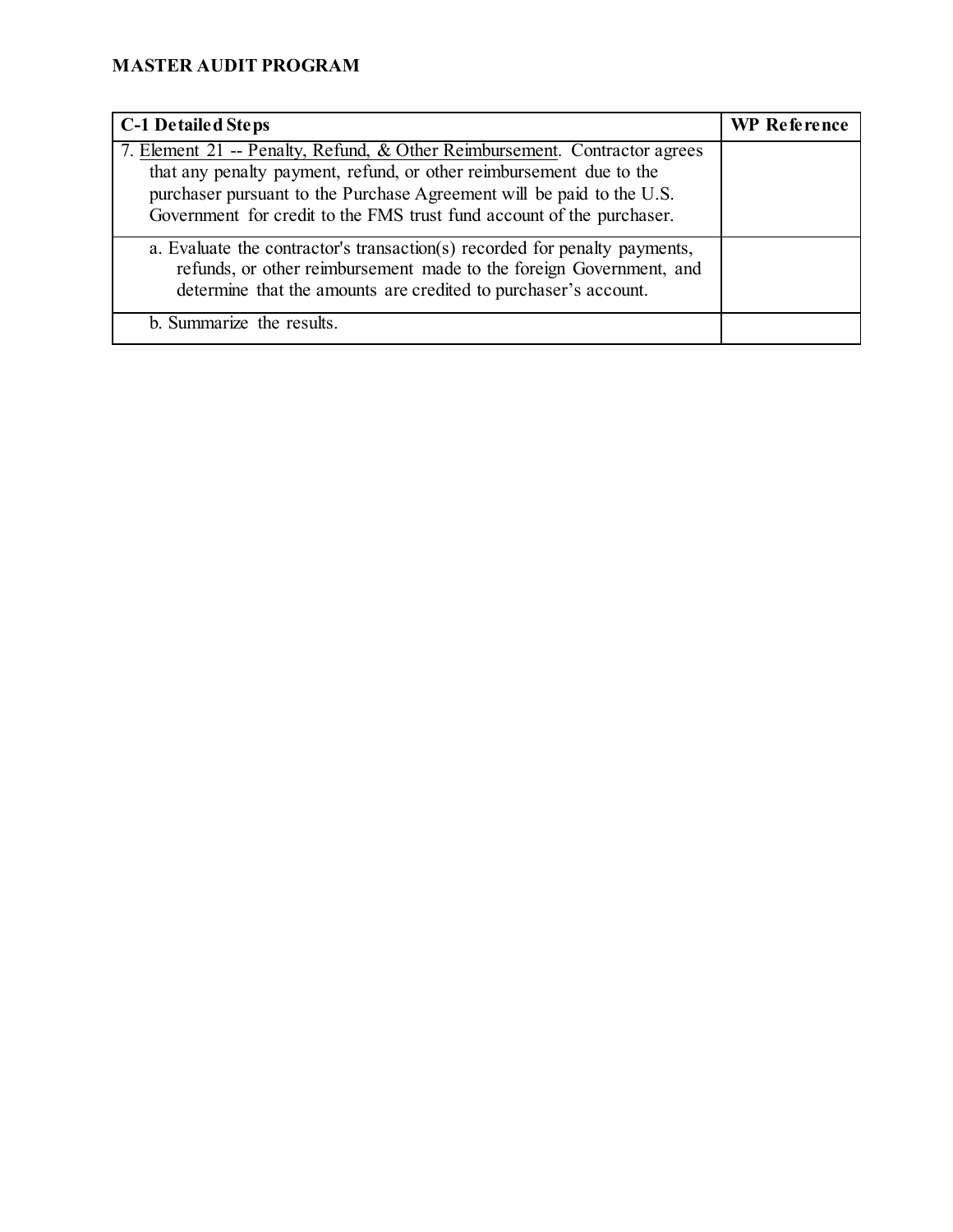**MASTER AUDIT PROGRAM**

| C-1 Detailed Steps | WP Reference |
|---|---|
| 7. Element 21 -- Penalty, Refund, & Other Reimbursement. Contractor agrees that any penalty payment, refund, or other reimbursement due to the purchaser pursuant to the Purchase Agreement will be paid to the U.S. Government for credit to the FMS trust fund account of the purchaser. | |
| a. Evaluate the contractor's transaction(s) recorded for penalty payments, refunds, or other reimbursement made to the foreign Government, and determine that the amounts are credited to purchaser's account. | |
| b. Summarize the results. | |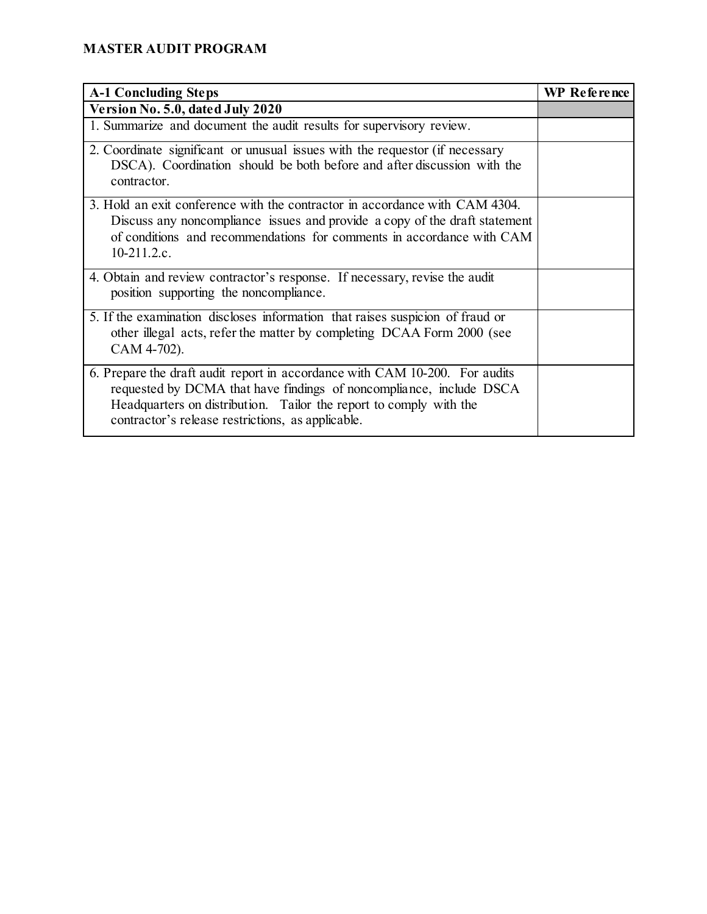**MASTER AUDIT PROGRAM**

| A-1 Concluding Steps | WP Reference |
|---|---|
| **Version No. 5.0, dated July 2020** | |
| 1. Summarize and document the audit results for supervisory review. | |
| 2. Coordinate significant or unusual issues with the requestor (if necessary DSCA). Coordination should be both before and after discussion with the contractor. | |
| 3. Hold an exit conference with the contractor in accordance with CAM 4304. Discuss any noncompliance issues and provide a copy of the draft statement of conditions and recommendations for comments in accordance with CAM 10-211.2.c. | |
| 4. Obtain and review contractor's response. If necessary, revise the audit position supporting the noncompliance. | |
| 5. If the examination discloses information that raises suspicion of fraud or other illegal acts, refer the matter by completing DCAA Form 2000 (see CAM 4-702). | |
| 6. Prepare the draft audit report in accordance with CAM 10-200. For audits requested by DCMA that have findings of noncompliance, include DSCA Headquarters on distribution. Tailor the report to comply with the contractor's release restrictions, as applicable. | |